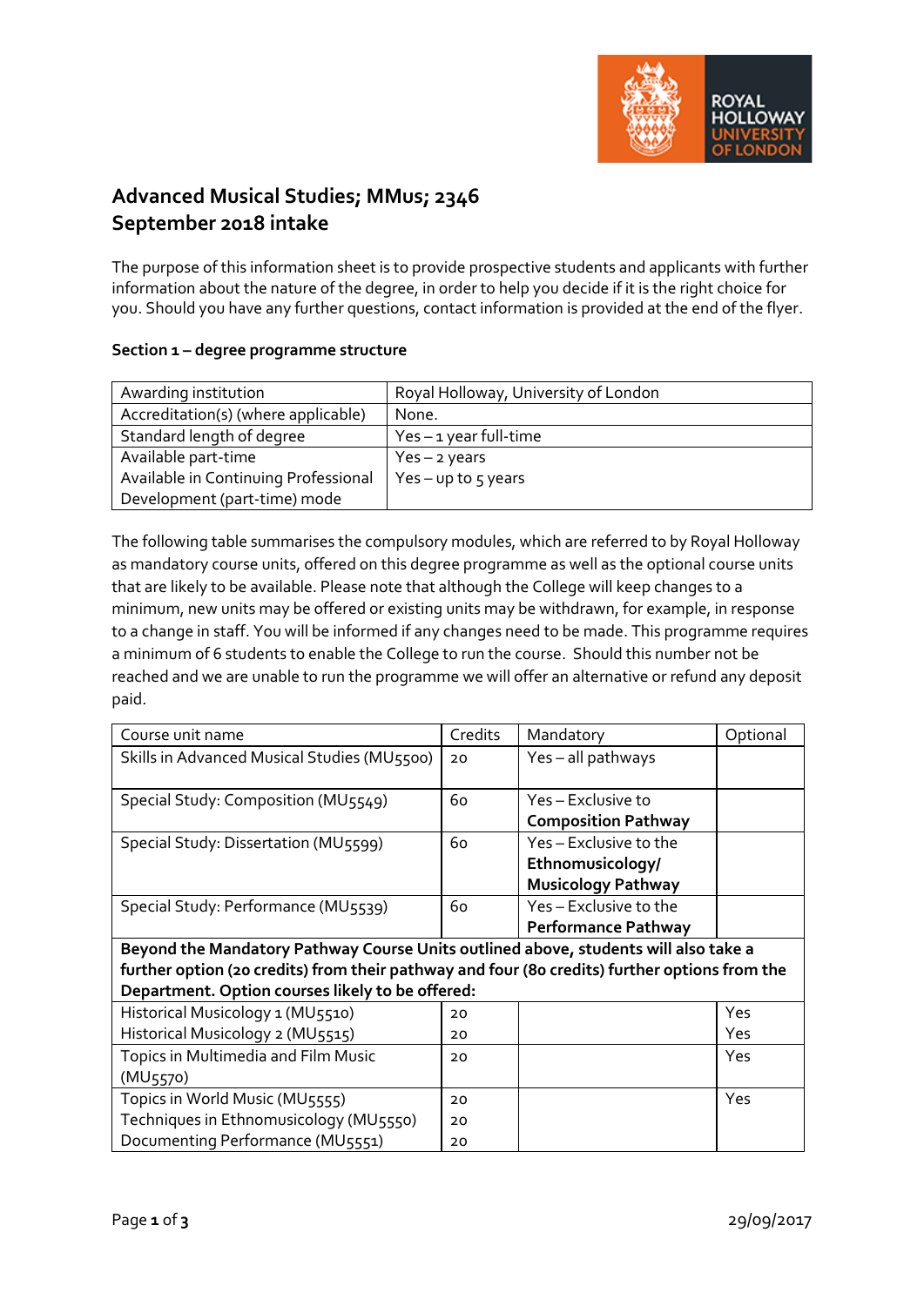# Advanced Musical Studies; MMus; 2346
# September 2018 intake

The purpose of this information sheet is to provide prospective students and applicants with further information about the nature of the degree, in order to help you decide if it is the right choice for you. Should you have any further questions, contact information is provided at the end of the flyer.

**Section 1 – degree programme structure**

| Awarding institution | Royal Holloway, University of London |
|---|---|
| Accreditation(s) (where applicable) | None. |
| Standard length of degree | Yes – 1 year full-time |
| Available part-time<br>Available in Continuing Professional Development (part-time) mode | Yes – 2 years<br>Yes – up to 5 years |

The following table summarises the compulsory modules, which are referred to by Royal Holloway as mandatory course units, offered on this degree programme as well as the optional course units that are likely to be available. Please note that although the College will keep changes to a minimum, new units may be offered or existing units may be withdrawn, for example, in response to a change in staff. You will be informed if any changes need to be made. This programme requires a minimum of 6 students to enable the College to run the course. Should this number not be reached and we are unable to run the programme we will offer an alternative or refund any deposit paid.

| Course unit name | Credits | Mandatory | Optional |
|---|---|---|---|
| Skills in Advanced Musical Studies (MU5500) | 20 | Yes – all pathways | |
| Special Study: Composition (MU5549) | 60 | Yes – Exclusive to **Composition Pathway** | |
| Special Study: Dissertation (MU5599) | 60 | Yes – Exclusive to the **Ethnomusicology/ Musicology Pathway** | |
| Special Study: Performance (MU5539) | 60 | Yes – Exclusive to the **Performance Pathway** | |
| **Beyond the Mandatory Pathway Course Units outlined above, students will also take a further option (20 credits) from their pathway and four (80 credits) further options from the Department. Option courses likely to be offered:** | | | |
| Historical Musicology 1 (MU5510)<br>Historical Musicology 2 (MU5515) | 20<br>20 | | Yes<br>Yes |
| Topics in Multimedia and Film Music (MU5570) | 20 | | Yes |
| Topics in World Music (MU5555)<br>Techniques in Ethnomusicology (MU5550)<br>Documenting Performance (MU5551) | 20<br>20<br>20 | | Yes |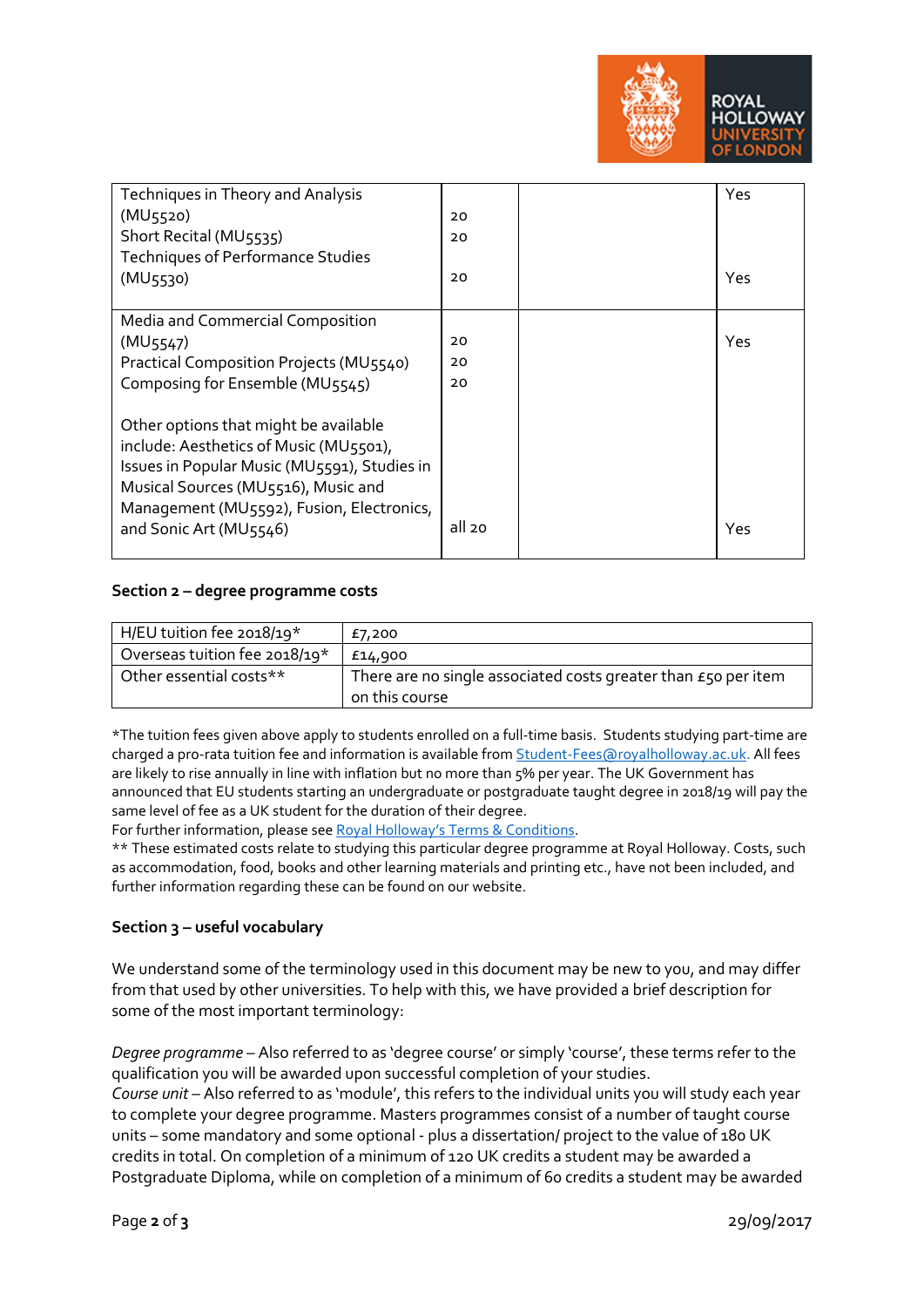| | | | |
|---|---|---|---|
| Techniques in Theory and Analysis (MU5520)<br>Short Recital (MU5535)<br>Techniques of Performance Studies (MU5530) | 20<br>20<br>20 | | Yes<br><br>Yes |
| Media and Commercial Composition (MU5547)<br>Practical Composition Projects (MU5540)<br>Composing for Ensemble (MU5545)<br><br>Other options that might be available include: Aesthetics of Music (MU5501), Issues in Popular Music (MU5591), Studies in Musical Sources (MU5516), Music and Management (MU5592), Fusion, Electronics, and Sonic Art (MU5546) | 20<br>20<br>20<br><br>all 20 | | Yes<br><br>Yes |

**Section 2 – degree programme costs**

| | |
|---|---|
| H/EU tuition fee 2018/19* | £7,200 |
| Overseas tuition fee 2018/19* | £14,900 |
| Other essential costs** | There are no single associated costs greater than £50 per item on this course |

*The tuition fees given above apply to students enrolled on a full-time basis. Students studying part-time are charged a pro-rata tuition fee and information is available from Student-Fees@royalholloway.ac.uk. All fees are likely to rise annually in line with inflation but no more than 5% per year. The UK Government has announced that EU students starting an undergraduate or postgraduate taught degree in 2018/19 will pay the same level of fee as a UK student for the duration of their degree.
For further information, please see Royal Holloway's Terms & Conditions.
** These estimated costs relate to studying this particular degree programme at Royal Holloway. Costs, such as accommodation, food, books and other learning materials and printing etc., have not been included, and further information regarding these can be found on our website.

**Section 3 – useful vocabulary**

We understand some of the terminology used in this document may be new to you, and may differ from that used by other universities. To help with this, we have provided a brief description for some of the most important terminology:

*Degree programme* – Also referred to as 'degree course' or simply 'course', these terms refer to the qualification you will be awarded upon successful completion of your studies.
*Course unit* – Also referred to as 'module', this refers to the individual units you will study each year to complete your degree programme. Masters programmes consist of a number of taught course units – some mandatory and some optional - plus a dissertation/ project to the value of 180 UK credits in total. On completion of a minimum of 120 UK credits a student may be awarded a Postgraduate Diploma, while on completion of a minimum of 60 credits a student may be awarded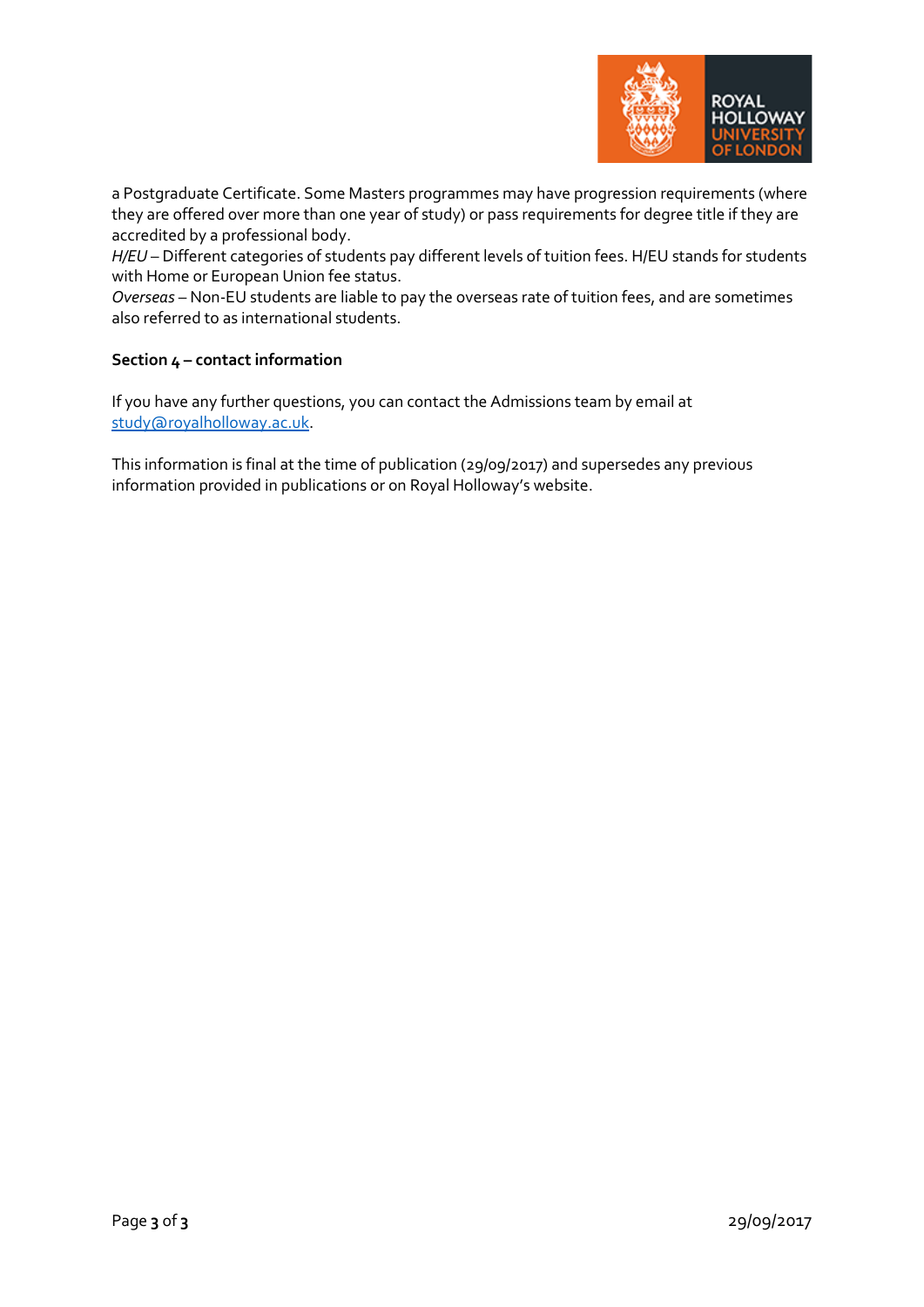a Postgraduate Certificate. Some Masters programmes may have progression requirements (where they are offered over more than one year of study) or pass requirements for degree title if they are accredited by a professional body.

*H/EU* – Different categories of students pay different levels of tuition fees. H/EU stands for students with Home or European Union fee status.

*Overseas* – Non-EU students are liable to pay the overseas rate of tuition fees, and are sometimes also referred to as international students.

**Section 4 – contact information**

If you have any further questions, you can contact the Admissions team by email at study@royalholloway.ac.uk.

This information is final at the time of publication (29/09/2017) and supersedes any previous information provided in publications or on Royal Holloway's website.